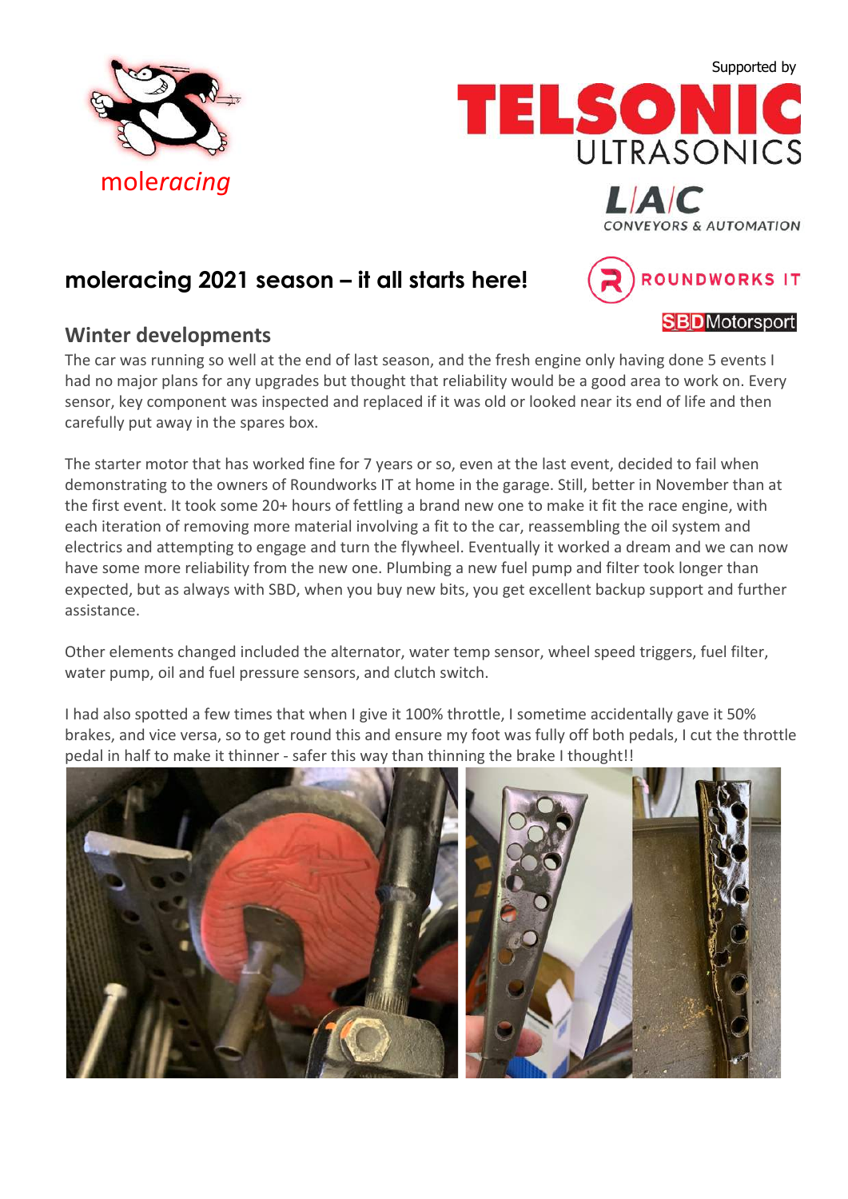moleracing

Supported by

TELSONIC ULTRASONICS

L/A/C CONVEYORS & AUTOMATION

ROUNDWORKS IT

SBD Motorsport

# moleracing 2021 season – it all starts here!

## Winter developments

The car was running so well at the end of last season, and the fresh engine only having done 5 events I had no major plans for any upgrades but thought that reliability would be a good area to work on. Every sensor, key component was inspected and replaced if it was old or looked near its end of life and then carefully put away in the spares box.

The starter motor that has worked fine for 7 years or so, even at the last event, decided to fail when demonstrating to the owners of Roundworks IT at home in the garage. Still, better in November than at the first event. It took some 20+ hours of fettling a brand new one to make it fit the race engine, with each iteration of removing more material involving a fit to the car, reassembling the oil system and electrics and attempting to engage and turn the flywheel. Eventually it worked a dream and we can now have some more reliability from the new one. Plumbing a new fuel pump and filter took longer than expected, but as always with SBD, when you buy new bits, you get excellent backup support and further assistance.

Other elements changed included the alternator, water temp sensor, wheel speed triggers, fuel filter, water pump, oil and fuel pressure sensors, and clutch switch.

I had also spotted a few times that when I give it 100% throttle, I sometime accidentally gave it 50% brakes, and vice versa, so to get round this and ensure my foot was fully off both pedals, I cut the throttle pedal in half to make it thinner - safer this way than thinning the brake I thought!!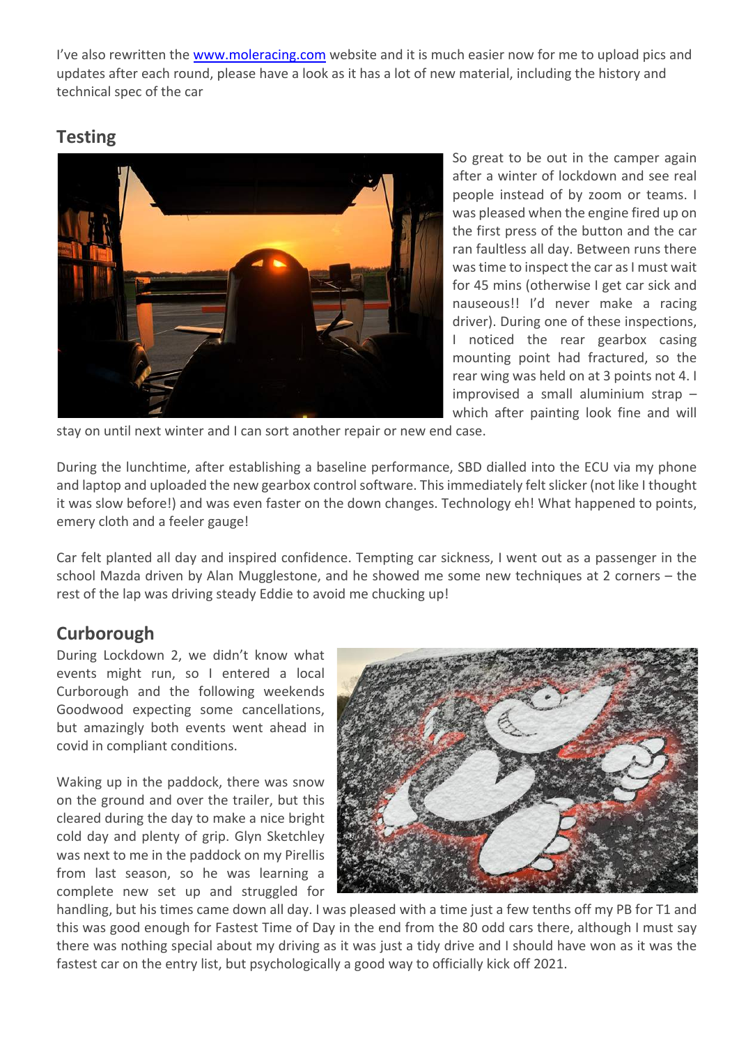I've also rewritten the [www.moleracing.com](www.moleracing.com) website and it is much easier now for me to upload pics and updates after each round, please have a look as it has a lot of new material, including the history and technical spec of the car

## Testing

So great to be out in the camper again after a winter of lockdown and see real people instead of by zoom or teams. I was pleased when the engine fired up on the first press of the button and the car ran faultless all day. Between runs there was time to inspect the car as I must wait for 45 mins (otherwise I get car sick and nauseous!! I'd never make a racing driver). During one of these inspections, I noticed the rear gearbox casing mounting point had fractured, so the rear wing was held on at 3 points not 4. I improvised a small aluminium strap – which after painting look fine and will stay on until next winter and I can sort another repair or new end case.

During the lunchtime, after establishing a baseline performance, SBD dialled into the ECU via my phone and laptop and uploaded the new gearbox control software. This immediately felt slicker (not like I thought it was slow before!) and was even faster on the down changes. Technology eh! What happened to points, emery cloth and a feeler gauge!

Car felt planted all day and inspired confidence. Tempting car sickness, I went out as a passenger in the school Mazda driven by Alan Mugglestone, and he showed me some new techniques at 2 corners – the rest of the lap was driving steady Eddie to avoid me chucking up!

## Curborough

During Lockdown 2, we didn't know what events might run, so I entered a local Curborough and the following weekends Goodwood expecting some cancellations, but amazingly both events went ahead in covid in compliant conditions.

Waking up in the paddock, there was snow on the ground and over the trailer, but this cleared during the day to make a nice bright cold day and plenty of grip. Glyn Sketchley was next to me in the paddock on my Pirellis from last season, so he was learning a complete new set up and struggled for handling, but his times came down all day. I was pleased with a time just a few tenths off my PB for T1 and this was good enough for Fastest Time of Day in the end from the 80 odd cars there, although I must say there was nothing special about my driving as it was just a tidy drive and I should have won as it was the fastest car on the entry list, but psychologically a good way to officially kick off 2021.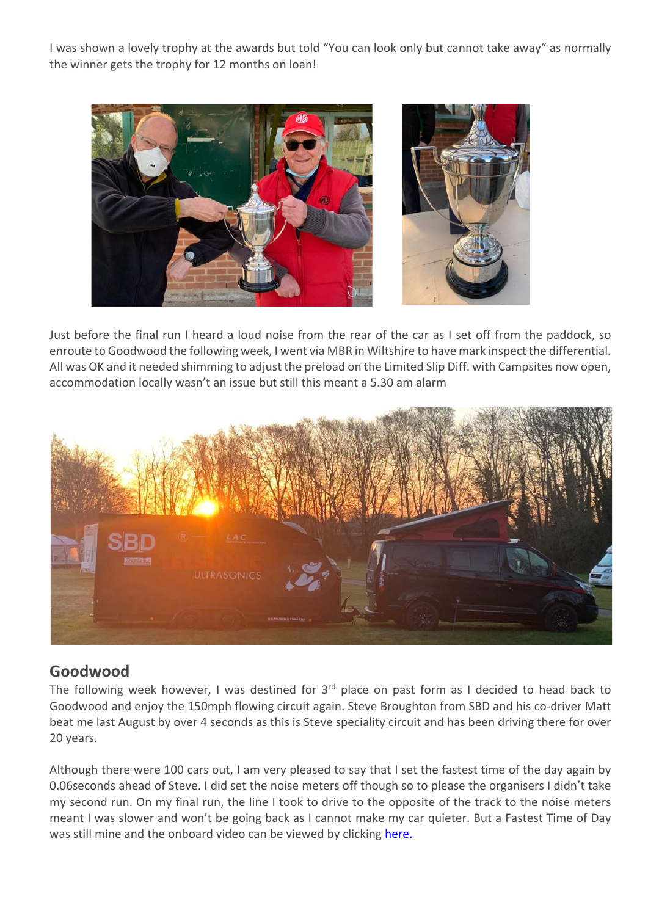I was shown a lovely trophy at the awards but told "You can look only but cannot take away" as normally the winner gets the trophy for 12 months on loan!

Just before the final run I heard a loud noise from the rear of the car as I set off from the paddock, so enroute to Goodwood the following week, I went via MBR in Wiltshire to have mark inspect the differential. All was OK and it needed shimming to adjust the preload on the Limited Slip Diff. with Campsites now open, accommodation locally wasn't an issue but still this meant a 5.30 am alarm

## Goodwood

The following week however, I was destined for 3rd place on past form as I decided to head back to Goodwood and enjoy the 150mph flowing circuit again. Steve Broughton from SBD and his co-driver Matt beat me last August by over 4 seconds as this is Steve speciality circuit and has been driving there for over 20 years.

Although there were 100 cars out, I am very pleased to say that I set the fastest time of the day again by 0.06seconds ahead of Steve. I did set the noise meters off though so to please the organisers I didn't take my second run. On my final run, the line I took to drive to the opposite of the track to the noise meters meant I was slower and won't be going back as I cannot make my car quieter. But a Fastest Time of Day was still mine and the onboard video can be viewed by clicking here.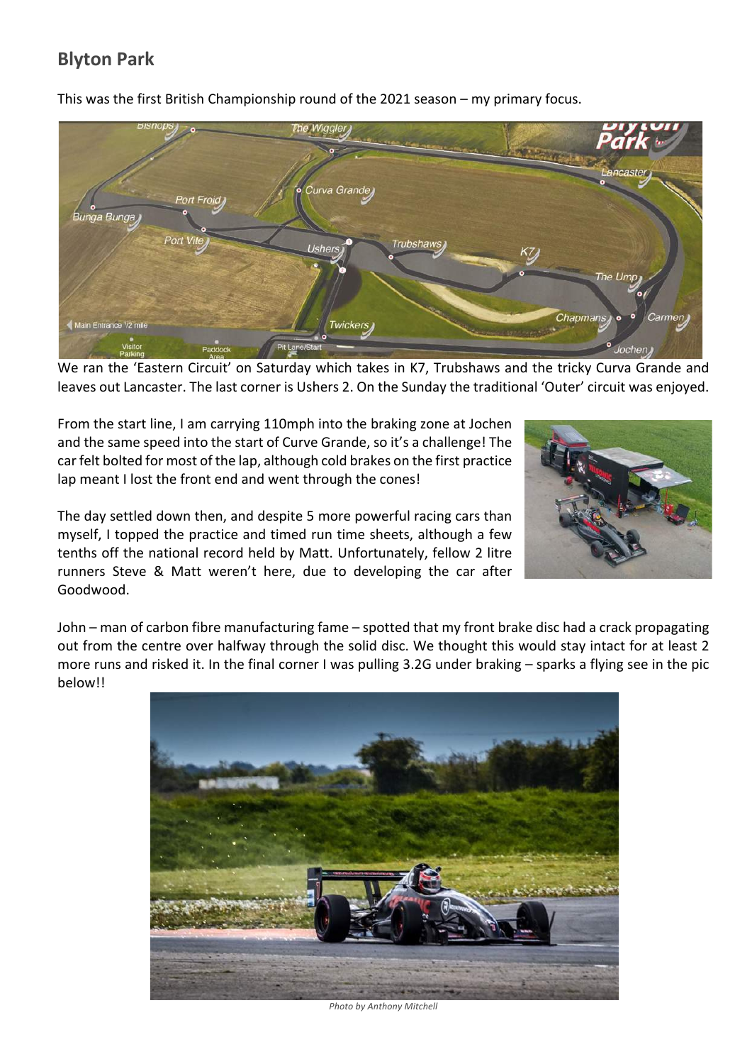## Blyton Park

This was the first British Championship round of the 2021 season – my primary focus.

We ran the 'Eastern Circuit' on Saturday which takes in K7, Trubshaws and the tricky Curva Grande and leaves out Lancaster. The last corner is Ushers 2. On the Sunday the traditional 'Outer' circuit was enjoyed.

From the start line, I am carrying 110mph into the braking zone at Jochen and the same speed into the start of Curve Grande, so it's a challenge! The car felt bolted for most of the lap, although cold brakes on the first practice lap meant I lost the front end and went through the cones!

The day settled down then, and despite 5 more powerful racing cars than myself, I topped the practice and timed run time sheets, although a few tenths off the national record held by Matt. Unfortunately, fellow 2 litre runners Steve & Matt weren't here, due to developing the car after Goodwood.

John – man of carbon fibre manufacturing fame – spotted that my front brake disc had a crack propagating out from the centre over halfway through the solid disc. We thought this would stay intact for at least 2 more runs and risked it. In the final corner I was pulling 3.2G under braking – sparks a flying see in the pic below!!

*Photo by Anthony Mitchell*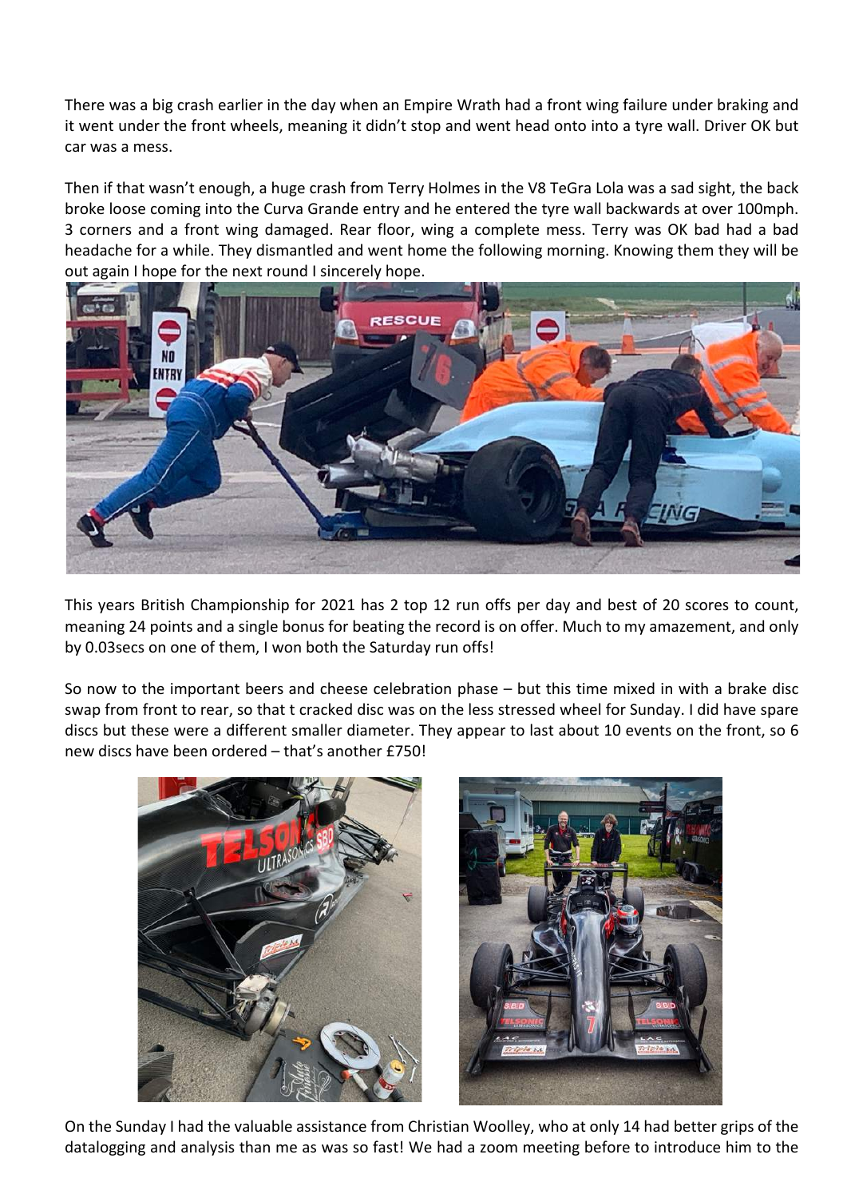There was a big crash earlier in the day when an Empire Wrath had a front wing failure under braking and it went under the front wheels, meaning it didn't stop and went head onto into a tyre wall. Driver OK but car was a mess.

Then if that wasn't enough, a huge crash from Terry Holmes in the V8 TeGra Lola was a sad sight, the back broke loose coming into the Curva Grande entry and he entered the tyre wall backwards at over 100mph. 3 corners and a front wing damaged. Rear floor, wing a complete mess. Terry was OK bad had a bad headache for a while. They dismantled and went home the following morning. Knowing them they will be out again I hope for the next round I sincerely hope.

This years British Championship for 2021 has 2 top 12 run offs per day and best of 20 scores to count, meaning 24 points and a single bonus for beating the record is on offer. Much to my amazement, and only by 0.03secs on one of them, I won both the Saturday run offs!

So now to the important beers and cheese celebration phase – but this time mixed in with a brake disc swap from front to rear, so that t cracked disc was on the less stressed wheel for Sunday. I did have spare discs but these were a different smaller diameter. They appear to last about 10 events on the front, so 6 new discs have been ordered – that's another £750!

On the Sunday I had the valuable assistance from Christian Woolley, who at only 14 had better grips of the datalogging and analysis than me as was so fast! We had a zoom meeting before to introduce him to the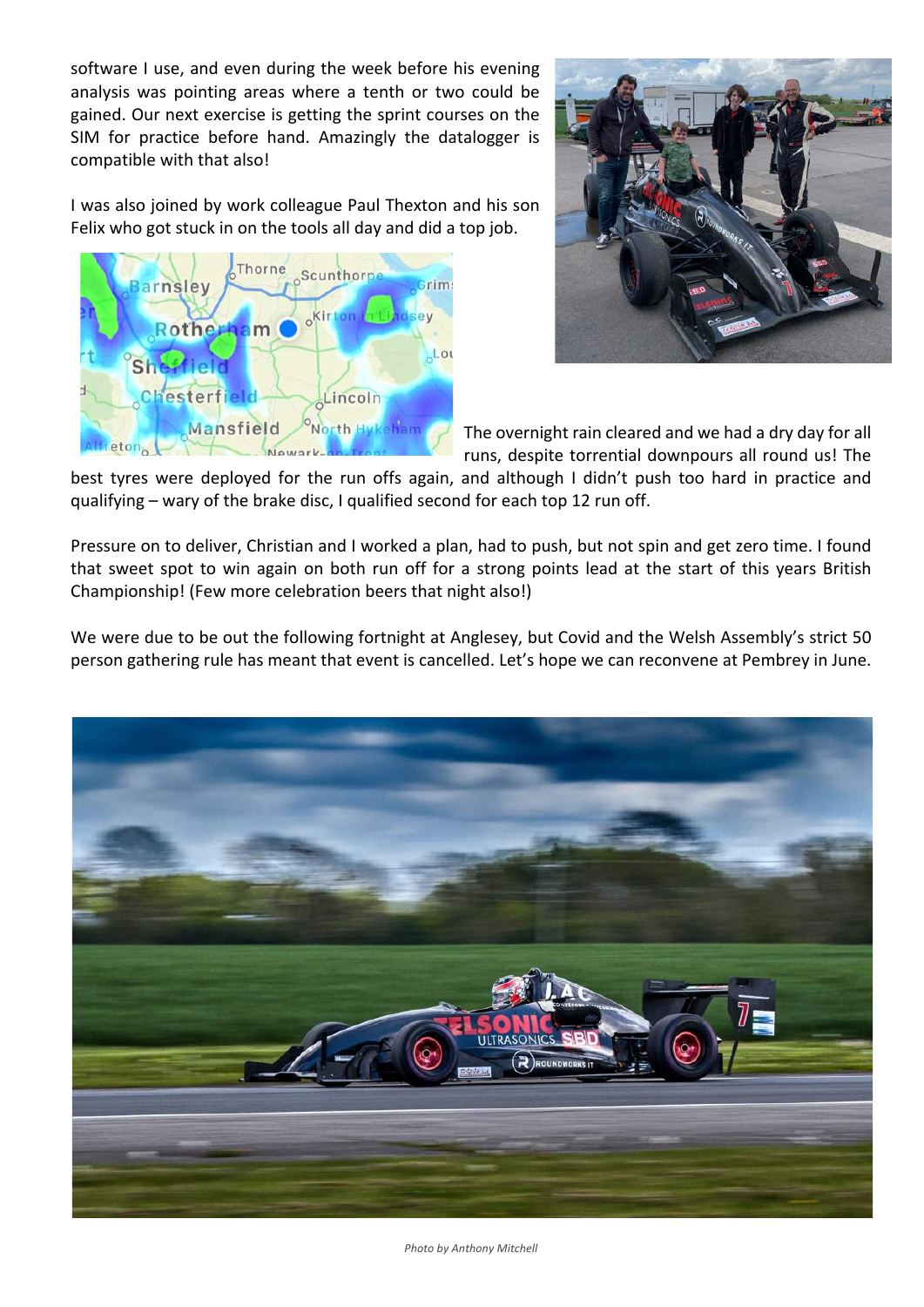software I use, and even during the week before his evening analysis was pointing areas where a tenth or two could be gained. Our next exercise is getting the sprint courses on the SIM for practice before hand. Amazingly the datalogger is compatible with that also!

I was also joined by work colleague Paul Thexton and his son Felix who got stuck in on the tools all day and did a top job.

The overnight rain cleared and we had a dry day for all runs, despite torrential downpours all round us! The best tyres were deployed for the run offs again, and although I didn't push too hard in practice and qualifying – wary of the brake disc, I qualified second for each top 12 run off.

Pressure on to deliver, Christian and I worked a plan, had to push, but not spin and get zero time. I found that sweet spot to win again on both run off for a strong points lead at the start of this years British Championship! (Few more celebration beers that night also!)

We were due to be out the following fortnight at Anglesey, but Covid and the Welsh Assembly's strict 50 person gathering rule has meant that event is cancelled. Let's hope we can reconvene at Pembrey in June.

*Photo by Anthony Mitchell*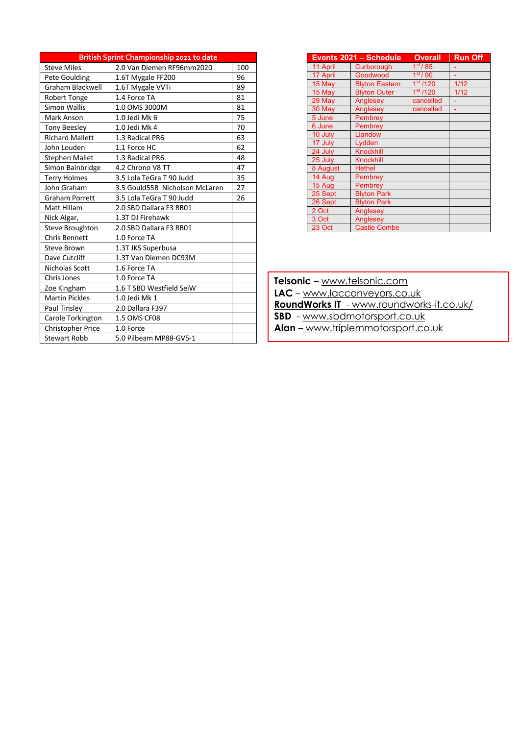| British Sprint Championship 2021 to date | | |
|---|---|---|
| Steve Miles | 2.0 Van Diemen RF96mm2020 | 100 |
| Pete Goulding | 1.6T Mygale FF200 | 96 |
| Graham Blackwell | 1.6T Mygale VVTi | 89 |
| Robert Tonge | 1.4 Force TA | 81 |
| Simon Wallis | 1.0 OMS 3000M | 81 |
| Mark Anson | 1.0 Jedi Mk 6 | 75 |
| Tony Beesley | 1.0 Jedi Mk 4 | 70 |
| Richard Mallett | 1.3 Radical PR6 | 63 |
| John Louden | 1.1 Force HC | 62 |
| Stephen Mallet | 1.3 Radical PR6 | 48 |
| Simon Bainbridge | 4.2 Chrono V8 TT | 47 |
| Terry Holmes | 3.5 Lola TeGra T 90 Judd | 35 |
| John Graham | 3.5 Gould55B Nicholson McLaren | 27 |
| Graham Porrett | 3.5 Lola TeGra T 90 Judd | 26 |
| Matt Hillam | 2.0 SBD Dallara F3 RB01 | |
| Nick Algar, | 1.3T DJ Firehawk | |
| Steve Broughton | 2.0 SBD Dallara F3 RB01 | |
| Chris Bennett | 1.0 Force TA | |
| Steve Brown | 1.3T JKS Superbusa | |
| Dave Cutcliff | 1.3T Van Diemen DC93M | |
| Nicholas Scott | 1.6 Force TA | |
| Chris Jones | 1.0 Force TA | |
| Zoe Kingham | 1.6 T SBD Westfield SeiW | |
| Martin Pickles | 1.0 Jedi Mk 1 | |
| Paul Tinsley | 2.0 Dallara F397 | |
| Carole Torkington | 1.5 OMS CF08 | |
| Christopher Price | 1.0 Force | |
| Stewart Robb | 5.0 Pilbeam MP88-GV5-1 | |

| Events 2021 – Schedule | | Overall | Run Off |
|---|---|---|---|
| 11 April | Curborough | 1st / 85 | - |
| 17 April | Goodwood | 1st / 90 | - |
| 15 May | Blyton Eastern | 1st /120 | 1/12 |
| 15 May | Blyton Outer | 1st /120 | 1/12 |
| 29 May | Anglesey | cancelled | - |
| 30 May | Anglesey | cancelled | - |
| 5 June | Pembrey | | |
| 6 June | Pembrey | | |
| 10 July | Llandow | | |
| 17 July | Lydden | | |
| 24 July | Knockhill | | |
| 25 July | Knockhill | | |
| 8 August | Hethel | | |
| 14 Aug | Pembrey | | |
| 15 Aug | Pembrey | | |
| 25 Sept | Blyton Park | | |
| 26 Sept | Blyton Park | | |
| 2 Oct | Anglesey | | |
| 3 Oct | Anglesey | | |
| 23 Oct | Castle Combe | | |

**Telsonic** – www.telsonic.com
**LAC** – www.lacconveyors.co.uk
**RoundWorks IT** - www.roundworks-it.co.uk/
**SBD** - www.sbdmotorsport.co.uk
**Alan** – www.triplemmotorsport.co.uk